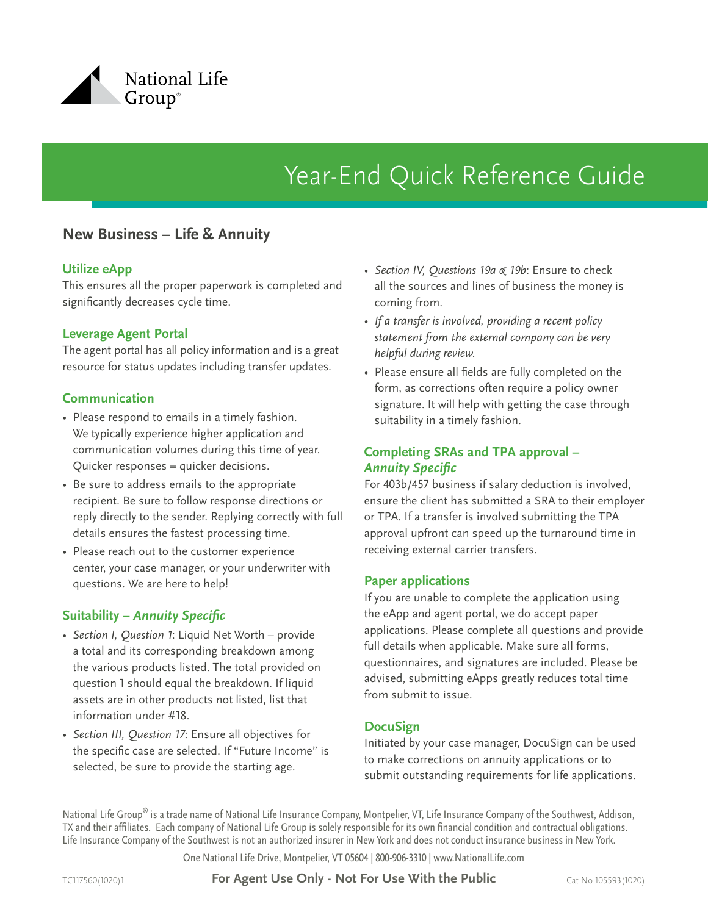National Life Group®

# Year-End Quick Reference Guide

## New Business – Life & Annuity

### Utilize eApp

This ensures all the proper paperwork is completed and significantly decreases cycle time.

### Leverage Agent Portal

The agent portal has all policy information and is a great resource for status updates including transfer updates.

### Communication

- Please respond to emails in a timely fashion. We typically experience higher application and communication volumes during this time of year. Quicker responses = quicker decisions.
- Be sure to address emails to the appropriate recipient. Be sure to follow response directions or reply directly to the sender. Replying correctly with full details ensures the fastest processing time.
- Please reach out to the customer experience center, your case manager, or your underwriter with questions. We are here to help!

### Suitability – *Annuity Specific*

- *Section I, Question 1*: Liquid Net Worth – provide a total and its corresponding breakdown among the various products listed. The total provided on question 1 should equal the breakdown. If liquid assets are in other products not listed, list that information under #18.
- *Section III, Question 17*: Ensure all objectives for the specific case are selected. If "Future Income" is selected, be sure to provide the starting age.
- *Section IV, Questions 19a & 19b*: Ensure to check all the sources and lines of business the money is coming from.
- *If a transfer is involved, providing a recent policy statement from the external company can be very helpful during review.*
- Please ensure all fields are fully completed on the form, as corrections often require a policy owner signature. It will help with getting the case through suitability in a timely fashion.

### Completing SRAs and TPA approval – *Annuity Specific*

For 403b/457 business if salary deduction is involved, ensure the client has submitted a SRA to their employer or TPA. If a transfer is involved submitting the TPA approval upfront can speed up the turnaround time in receiving external carrier transfers.

### Paper applications

If you are unable to complete the application using the eApp and agent portal, we do accept paper applications. Please complete all questions and provide full details when applicable. Make sure all forms, questionnaires, and signatures are included. Please be advised, submitting eApps greatly reduces total time from submit to issue.

### DocuSign

Initiated by your case manager, DocuSign can be used to make corrections on annuity applications or to submit outstanding requirements for life applications.

---

National Life Group® is a trade name of National Life Insurance Company, Montpelier, VT, Life Insurance Company of the Southwest, Addison, TX and their affiliates. Each company of National Life Group is solely responsible for its own financial condition and contractual obligations. Life Insurance Company of the Southwest is not an authorized insurer in New York and does not conduct insurance business in New York.

One National Life Drive, Montpelier, VT 05604 | 800-906-3310 | www.NationalLife.com

TC117560(1020)1 **For Agent Use Only - Not For Use With the Public** Cat No 105593(1020)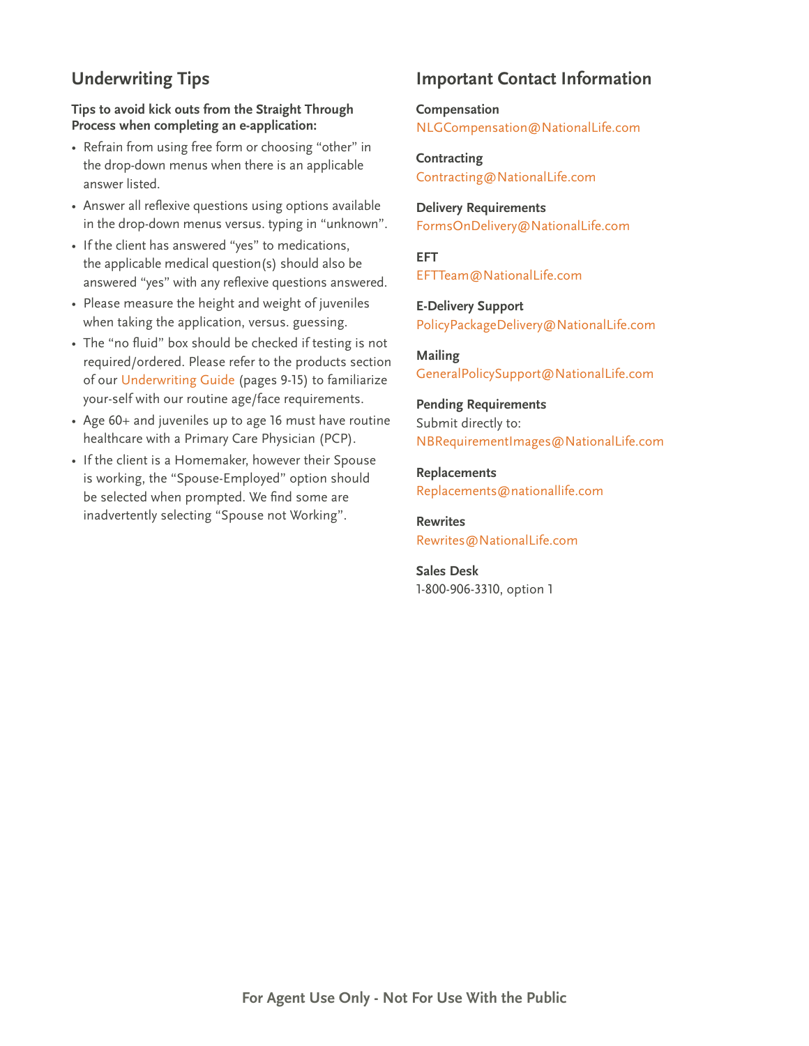## Underwriting Tips

**Tips to avoid kick outs from the Straight Through Process when completing an e-application:**

- Refrain from using free form or choosing "other" in the drop-down menus when there is an applicable answer listed.
- Answer all reflexive questions using options available in the drop-down menus versus. typing in "unknown".
- If the client has answered "yes" to medications, the applicable medical question(s) should also be answered "yes" with any reflexive questions answered.
- Please measure the height and weight of juveniles when taking the application, versus. guessing.
- The "no fluid" box should be checked if testing is not required/ordered. Please refer to the products section of our Underwriting Guide (pages 9-15) to familiarize your-self with our routine age/face requirements.
- Age 60+ and juveniles up to age 16 must have routine healthcare with a Primary Care Physician (PCP).
- If the client is a Homemaker, however their Spouse is working, the "Spouse-Employed" option should be selected when prompted. We find some are inadvertently selecting "Spouse not Working".

## Important Contact Information

**Compensation**
NLGCompensation@NationalLife.com

**Contracting**
Contracting@NationalLife.com

**Delivery Requirements**
FormsOnDelivery@NationalLife.com

**EFT**
EFTTeam@NationalLife.com

**E-Delivery Support**
PolicyPackageDelivery@NationalLife.com

**Mailing**
GeneralPolicySupport@NationalLife.com

**Pending Requirements**
Submit directly to:
NBRequirementImages@NationalLife.com

**Replacements**
Replacements@nationallife.com

**Rewrites**
Rewrites@NationalLife.com

**Sales Desk**
1-800-906-3310, option 1

**For Agent Use Only - Not For Use With the Public**